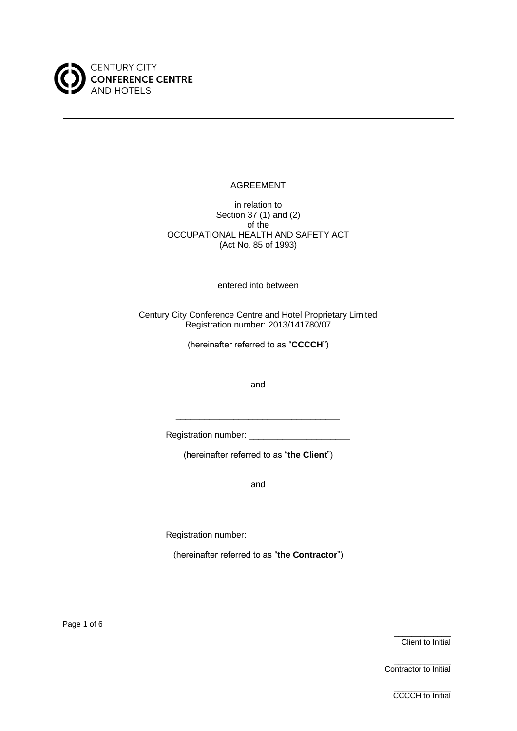CENTURY CITY
**CONFERENCE CENTRE**
AND HOTELS

---

AGREEMENT

in relation to
Section 37 (1) and (2)
of the
OCCUPATIONAL HEALTH AND SAFETY ACT
(Act No. 85 of 1993)

entered into between

Century City Conference Centre and Hotel Proprietary Limited
Registration number: 2013/141780/07

(hereinafter referred to as "**CCCCH**")

and

__________________________________

Registration number: ____________________

(hereinafter referred to as "**the Client**")

and

__________________________________

Registration number: ____________________

(hereinafter referred to as "**the Contractor**")

____________
Client to Initial

____________
Contractor to Initial

____________
CCCCH to Initial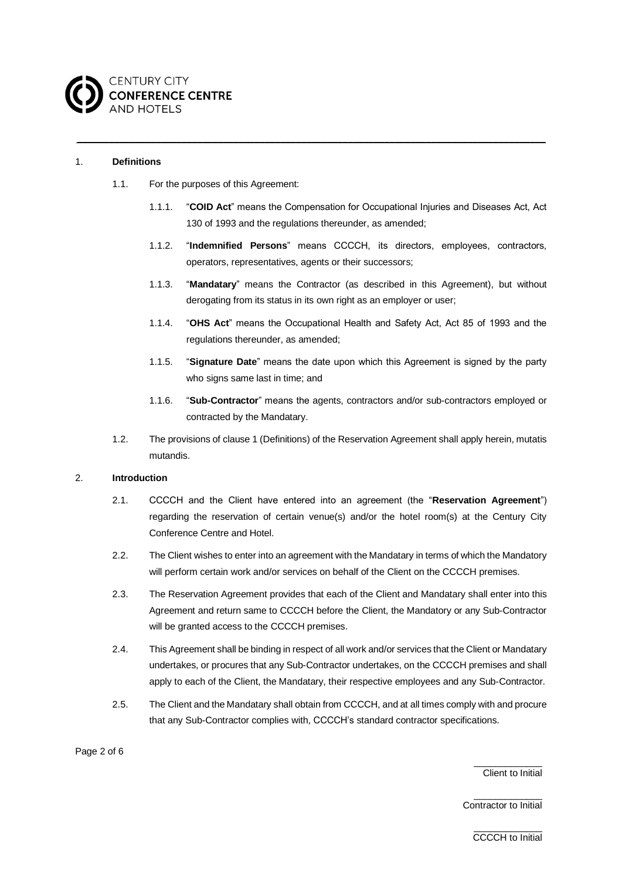## 1. **Definitions**

1.1. For the purposes of this Agreement:

1.1.1. "**COID Act**" means the Compensation for Occupational Injuries and Diseases Act, Act 130 of 1993 and the regulations thereunder, as amended;

1.1.2. "**Indemnified Persons**" means CCCCH, its directors, employees, contractors, operators, representatives, agents or their successors;

1.1.3. "**Mandatary**" means the Contractor (as described in this Agreement), but without derogating from its status in its own right as an employer or user;

1.1.4. "**OHS Act**" means the Occupational Health and Safety Act, Act 85 of 1993 and the regulations thereunder, as amended;

1.1.5. "**Signature Date**" means the date upon which this Agreement is signed by the party who signs same last in time; and

1.1.6. "**Sub-Contractor**" means the agents, contractors and/or sub-contractors employed or contracted by the Mandatary.

1.2. The provisions of clause 1 (Definitions) of the Reservation Agreement shall apply herein, mutatis mutandis.

## 2. **Introduction**

2.1. CCCCH and the Client have entered into an agreement (the "**Reservation Agreement**") regarding the reservation of certain venue(s) and/or the hotel room(s) at the Century City Conference Centre and Hotel.

2.2. The Client wishes to enter into an agreement with the Mandatary in terms of which the Mandatory will perform certain work and/or services on behalf of the Client on the CCCCH premises.

2.3. The Reservation Agreement provides that each of the Client and Mandatary shall enter into this Agreement and return same to CCCCH before the Client, the Mandatory or any Sub-Contractor will be granted access to the CCCCH premises.

2.4. This Agreement shall be binding in respect of all work and/or services that the Client or Mandatary undertakes, or procures that any Sub-Contractor undertakes, on the CCCCH premises and shall apply to each of the Client, the Mandatary, their respective employees and any Sub-Contractor.

2.5. The Client and the Mandatary shall obtain from CCCCH, and at all times comply with and procure that any Sub-Contractor complies with, CCCCH's standard contractor specifications.

\_\_\_\_\_\_\_\_\_\_\_\_
Client to Initial

\_\_\_\_\_\_\_\_\_\_\_\_
Contractor to Initial

\_\_\_\_\_\_\_\_\_\_\_\_
CCCCH to Initial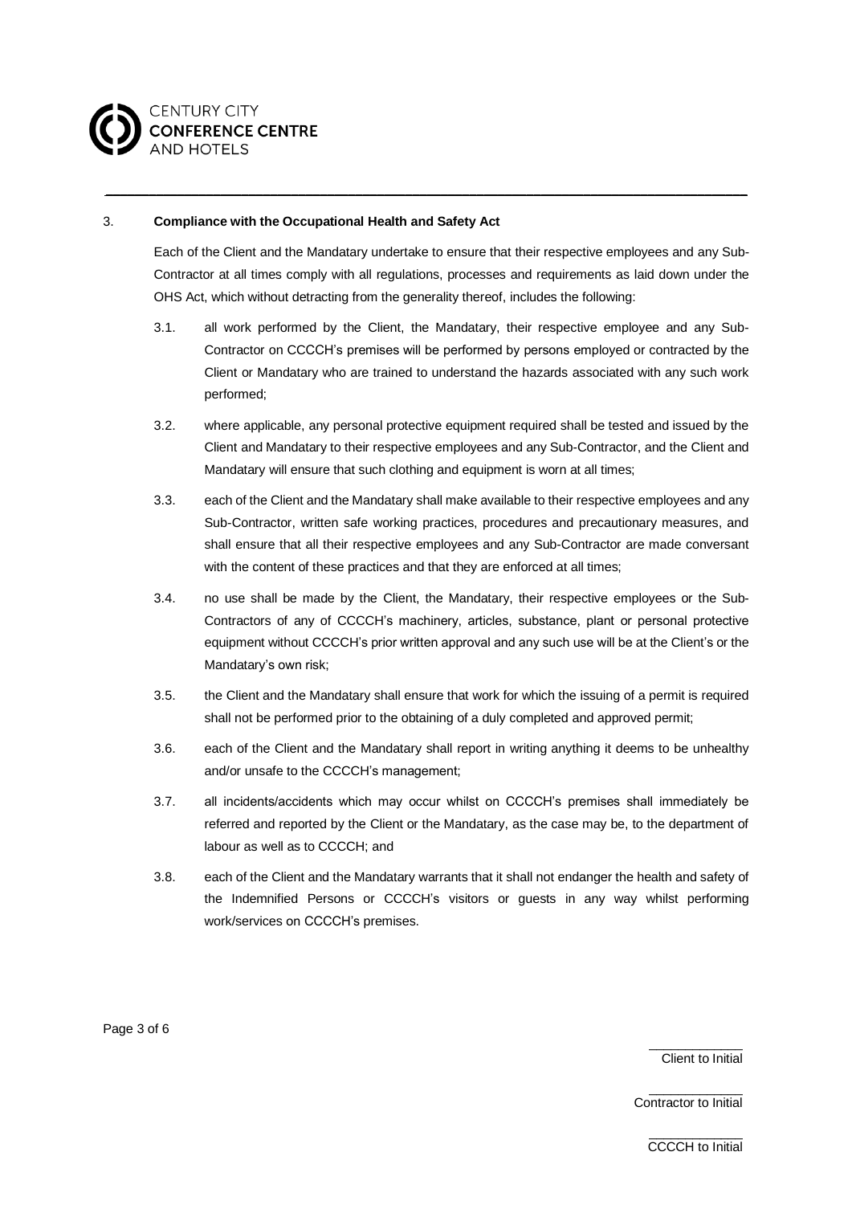## 3. Compliance with the Occupational Health and Safety Act

Each of the Client and the Mandatary undertake to ensure that their respective employees and any Sub-Contractor at all times comply with all regulations, processes and requirements as laid down under the OHS Act, which without detracting from the generality thereof, includes the following:

3.1. all work performed by the Client, the Mandatary, their respective employee and any Sub-Contractor on CCCCH's premises will be performed by persons employed or contracted by the Client or Mandatary who are trained to understand the hazards associated with any such work performed;

3.2. where applicable, any personal protective equipment required shall be tested and issued by the Client and Mandatary to their respective employees and any Sub-Contractor, and the Client and Mandatary will ensure that such clothing and equipment is worn at all times;

3.3. each of the Client and the Mandatary shall make available to their respective employees and any Sub-Contractor, written safe working practices, procedures and precautionary measures, and shall ensure that all their respective employees and any Sub-Contractor are made conversant with the content of these practices and that they are enforced at all times;

3.4. no use shall be made by the Client, the Mandatary, their respective employees or the Sub-Contractors of any of CCCCH's machinery, articles, substance, plant or personal protective equipment without CCCCH's prior written approval and any such use will be at the Client's or the Mandatary's own risk;

3.5. the Client and the Mandatary shall ensure that work for which the issuing of a permit is required shall not be performed prior to the obtaining of a duly completed and approved permit;

3.6. each of the Client and the Mandatary shall report in writing anything it deems to be unhealthy and/or unsafe to the CCCCH's management;

3.7. all incidents/accidents which may occur whilst on CCCCH's premises shall immediately be referred and reported by the Client or the Mandatary, as the case may be, to the department of labour as well as to CCCCH; and

3.8. each of the Client and the Mandatary warrants that it shall not endanger the health and safety of the Indemnified Persons or CCCCH's visitors or guests in any way whilst performing work/services on CCCCH's premises.

\_\_\_\_\_\_\_\_\_\_\_\_\_
Client to Initial

\_\_\_\_\_\_\_\_\_\_\_\_\_
Contractor to Initial

\_\_\_\_\_\_\_\_\_\_\_\_\_
CCCCH to Initial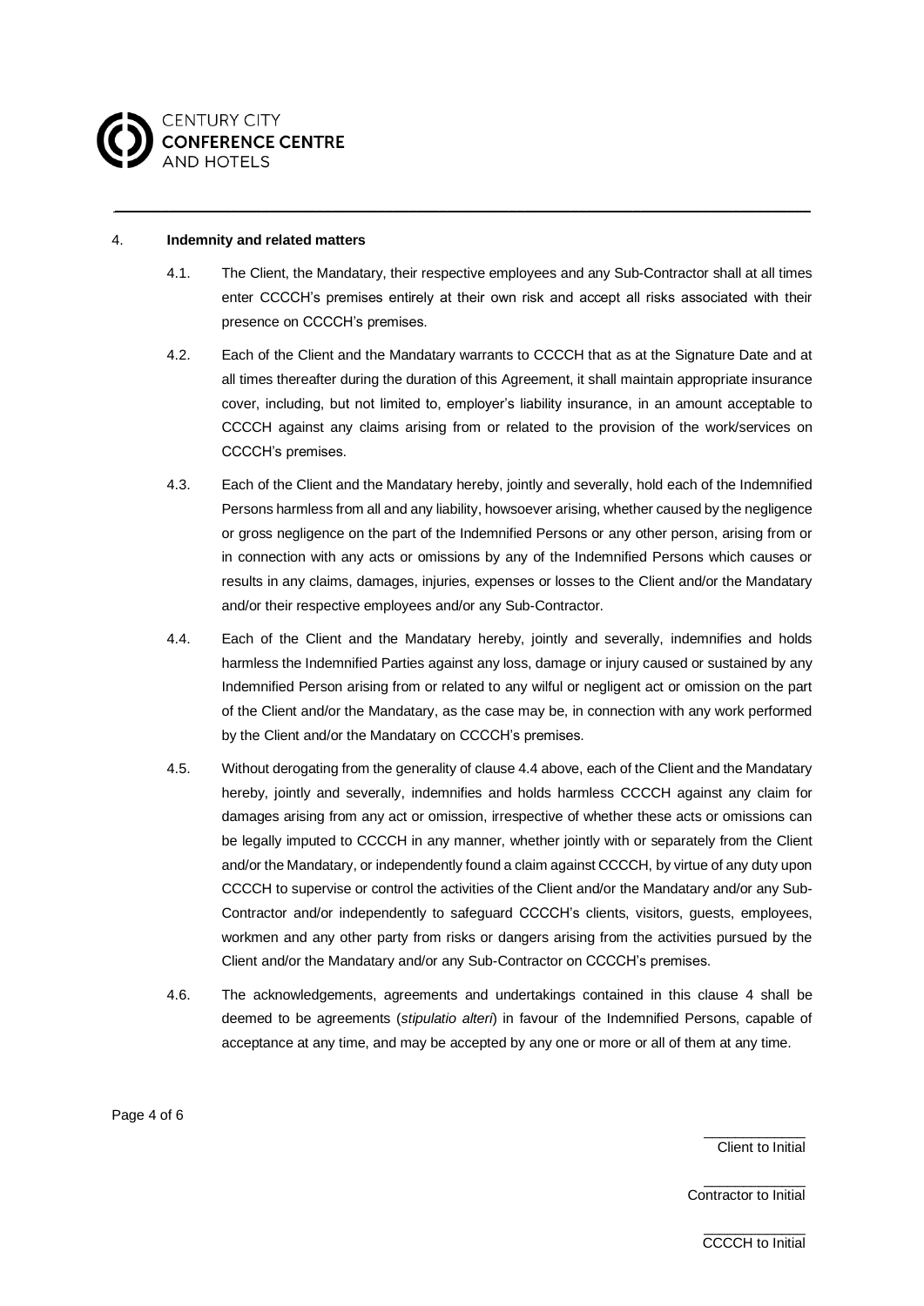## 4. **Indemnity and related matters**

4.1. The Client, the Mandatary, their respective employees and any Sub-Contractor shall at all times enter CCCCH's premises entirely at their own risk and accept all risks associated with their presence on CCCCH's premises.

4.2. Each of the Client and the Mandatary warrants to CCCCH that as at the Signature Date and at all times thereafter during the duration of this Agreement, it shall maintain appropriate insurance cover, including, but not limited to, employer's liability insurance, in an amount acceptable to CCCCH against any claims arising from or related to the provision of the work/services on CCCCH's premises.

4.3. Each of the Client and the Mandatary hereby, jointly and severally, hold each of the Indemnified Persons harmless from all and any liability, howsoever arising, whether caused by the negligence or gross negligence on the part of the Indemnified Persons or any other person, arising from or in connection with any acts or omissions by any of the Indemnified Persons which causes or results in any claims, damages, injuries, expenses or losses to the Client and/or the Mandatary and/or their respective employees and/or any Sub-Contractor.

4.4. Each of the Client and the Mandatary hereby, jointly and severally, indemnifies and holds harmless the Indemnified Parties against any loss, damage or injury caused or sustained by any Indemnified Person arising from or related to any wilful or negligent act or omission on the part of the Client and/or the Mandatary, as the case may be, in connection with any work performed by the Client and/or the Mandatary on CCCCH's premises.

4.5. Without derogating from the generality of clause 4.4 above, each of the Client and the Mandatary hereby, jointly and severally, indemnifies and holds harmless CCCCH against any claim for damages arising from any act or omission, irrespective of whether these acts or omissions can be legally imputed to CCCCH in any manner, whether jointly with or separately from the Client and/or the Mandatary, or independently found a claim against CCCCH, by virtue of any duty upon CCCCH to supervise or control the activities of the Client and/or the Mandatary and/or any Sub-Contractor and/or independently to safeguard CCCCH's clients, visitors, guests, employees, workmen and any other party from risks or dangers arising from the activities pursued by the Client and/or the Mandatary and/or any Sub-Contractor on CCCCH's premises.

4.6. The acknowledgements, agreements and undertakings contained in this clause 4 shall be deemed to be agreements (*stipulatio alteri*) in favour of the Indemnified Persons, capable of acceptance at any time, and may be accepted by any one or more or all of them at any time.

\_\_\_\_\_\_\_\_\_\_\_\_\_
Client to Initial

\_\_\_\_\_\_\_\_\_\_\_\_\_
Contractor to Initial

\_\_\_\_\_\_\_\_\_\_\_\_\_
CCCCH to Initial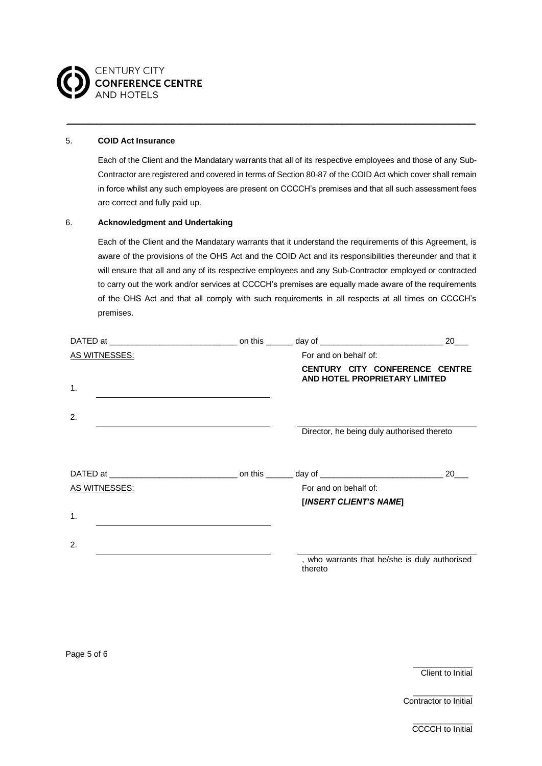5. **COID Act Insurance**

   Each of the Client and the Mandatary warrants that all of its respective employees and those of any Sub-Contractor are registered and covered in terms of Section 80-87 of the COID Act which cover shall remain in force whilst any such employees are present on CCCCH's premises and that all such assessment fees are correct and fully paid up.

6. **Acknowledgment and Undertaking**

   Each of the Client and the Mandatary warrants that it understand the requirements of this Agreement, is aware of the provisions of the OHS Act and the COID Act and its responsibilities thereunder and that it will ensure that all and any of its respective employees and any Sub-Contractor employed or contracted to carry out the work and/or services at CCCCH's premises are equally made aware of the requirements of the OHS Act and that all comply with such requirements in all respects at all times on CCCCH's premises.

DATED at ____________________________ on this ______ day of ___________________________ 20___

AS WITNESSES:

1. ____________________________________

2. ____________________________________

For and on behalf of:

**CENTURY CITY CONFERENCE CENTRE AND HOTEL PROPRIETARY LIMITED**

____________________________________

Director, he being duly authorised thereto

DATED at ____________________________ on this ______ day of ___________________________ 20___

AS WITNESSES:

1. ____________________________________

2. ____________________________________

For and on behalf of:

**[*INSERT CLIENT'S NAME*]**

____________________________________

, who warrants that he/she is duly authorised thereto

_____________ Client to Initial

_____________ Contractor to Initial

_____________ CCCCH to Initial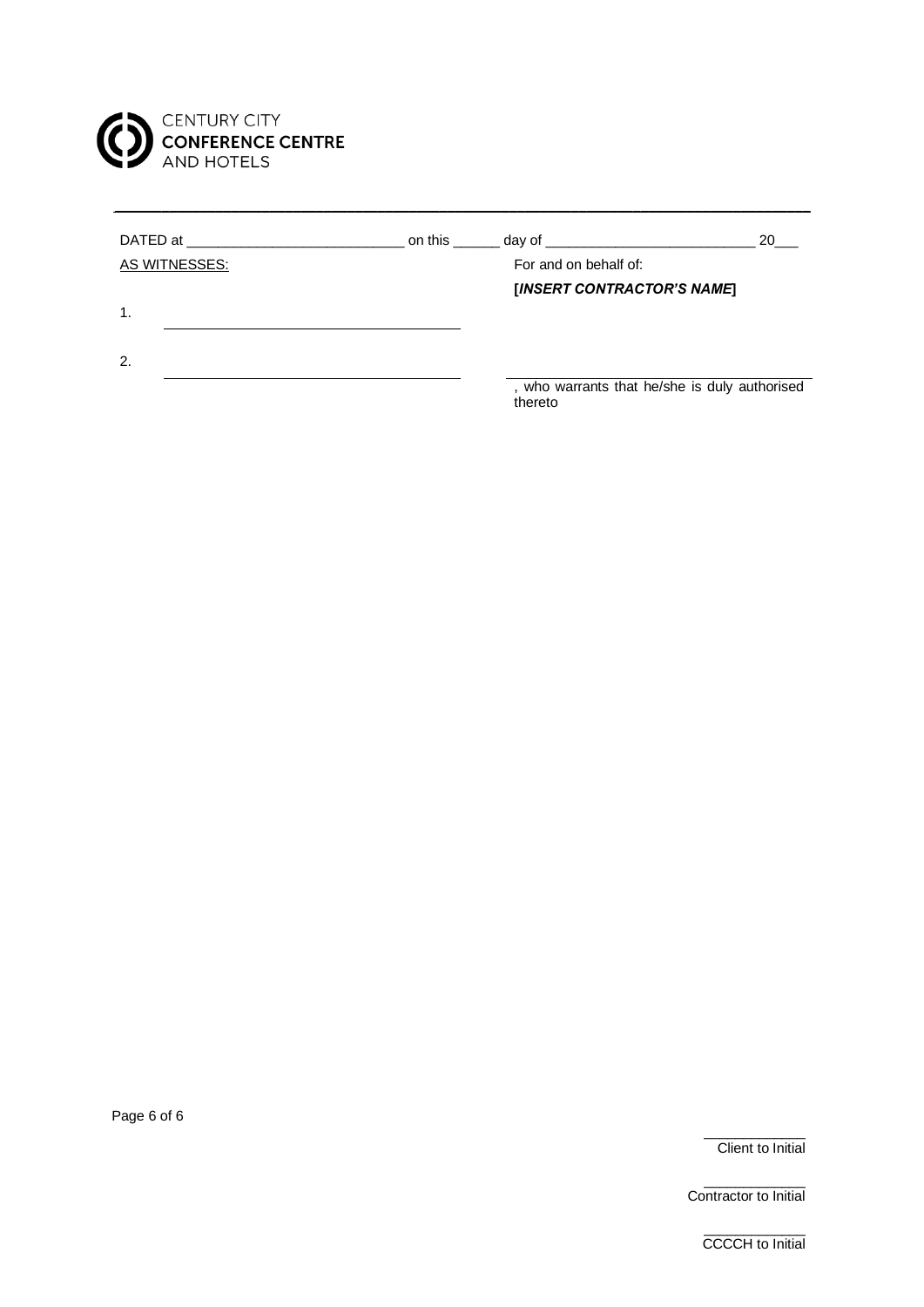DATED at ____________________________ on this ______ day of ___________________________ 20___

AS WITNESSES:

1. ____________________________________

2. ____________________________________

For and on behalf of:

**[*INSERT CONTRACTOR'S NAME*]**

____________________________________
, who warrants that he/she is duly authorised thereto

_____________
Client to Initial

_____________
Contractor to Initial

_____________
CCCCH to Initial